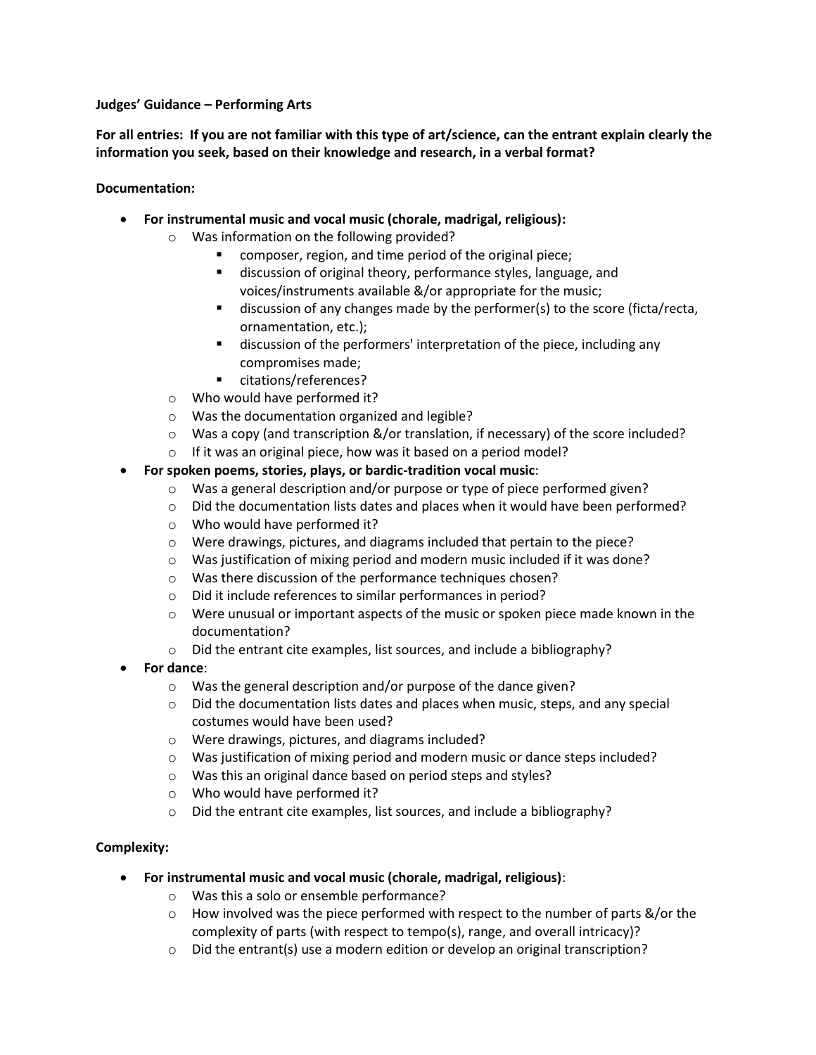**Judges' Guidance – Performing Arts**

**For all entries: If you are not familiar with this type of art/science, can the entrant explain clearly the information you seek, based on their knowledge and research, in a verbal format?**

**Documentation:**

- **For instrumental music and vocal music (chorale, madrigal, religious):**
  - Was information on the following provided?
    - composer, region, and time period of the original piece;
    - discussion of original theory, performance styles, language, and voices/instruments available &/or appropriate for the music;
    - discussion of any changes made by the performer(s) to the score (ficta/recta, ornamentation, etc.);
    - discussion of the performers' interpretation of the piece, including any compromises made;
    - citations/references?
  - Who would have performed it?
  - Was the documentation organized and legible?
  - Was a copy (and transcription &/or translation, if necessary) of the score included?
  - If it was an original piece, how was it based on a period model?
- **For spoken poems, stories, plays, or bardic-tradition vocal music**:
  - Was a general description and/or purpose or type of piece performed given?
  - Did the documentation lists dates and places when it would have been performed?
  - Who would have performed it?
  - Were drawings, pictures, and diagrams included that pertain to the piece?
  - Was justification of mixing period and modern music included if it was done?
  - Was there discussion of the performance techniques chosen?
  - Did it include references to similar performances in period?
  - Were unusual or important aspects of the music or spoken piece made known in the documentation?
  - Did the entrant cite examples, list sources, and include a bibliography?
- **For dance**:
  - Was the general description and/or purpose of the dance given?
  - Did the documentation lists dates and places when music, steps, and any special costumes would have been used?
  - Were drawings, pictures, and diagrams included?
  - Was justification of mixing period and modern music or dance steps included?
  - Was this an original dance based on period steps and styles?
  - Who would have performed it?
  - Did the entrant cite examples, list sources, and include a bibliography?

**Complexity:**

- **For instrumental music and vocal music (chorale, madrigal, religious)**:
  - Was this a solo or ensemble performance?
  - How involved was the piece performed with respect to the number of parts &/or the complexity of parts (with respect to tempo(s), range, and overall intricacy)?
  - Did the entrant(s) use a modern edition or develop an original transcription?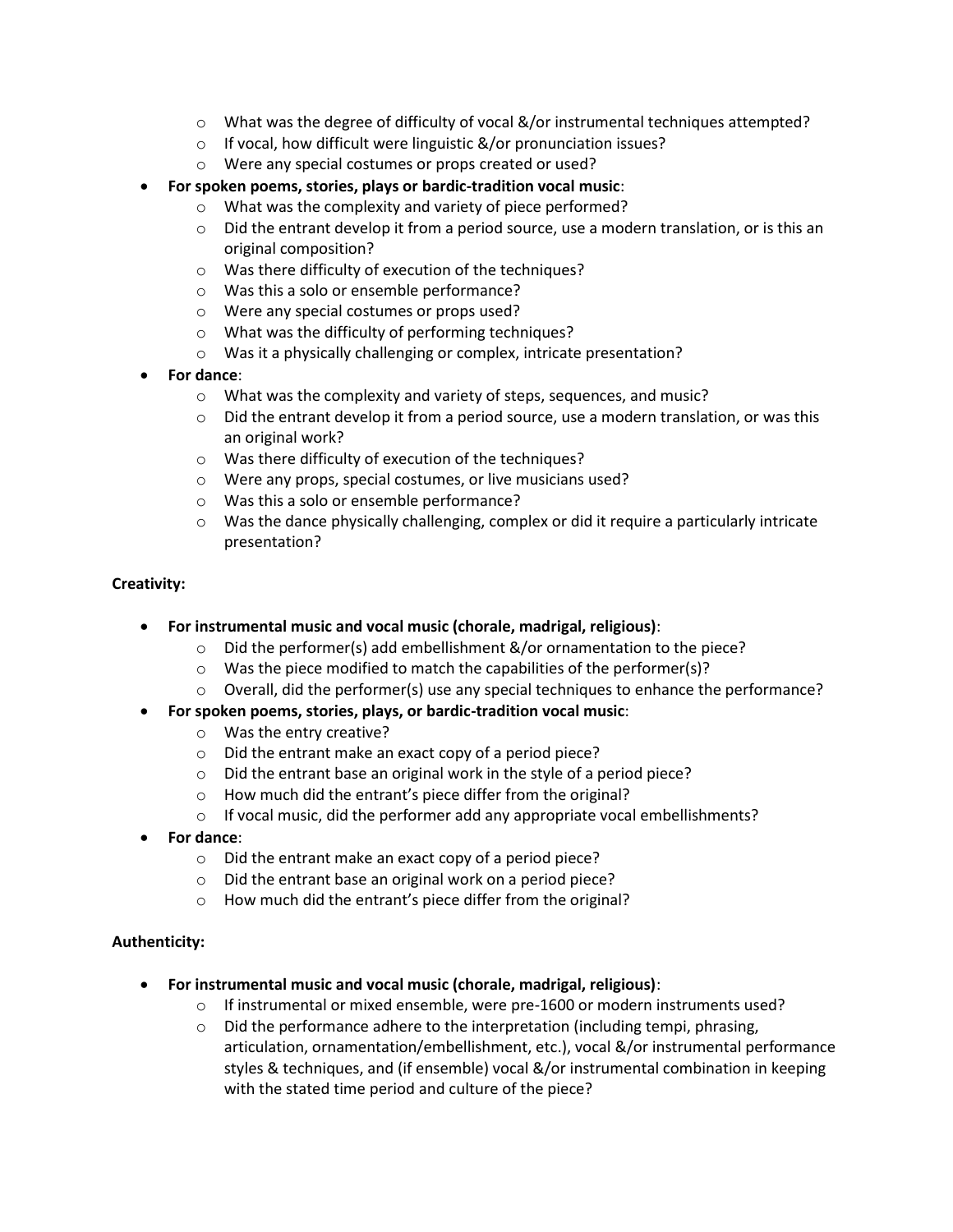- What was the degree of difficulty of vocal &/or instrumental techniques attempted?
  - If vocal, how difficult were linguistic &/or pronunciation issues?
  - Were any special costumes or props created or used?
- **For spoken poems, stories, plays or bardic-tradition vocal music**:
  - What was the complexity and variety of piece performed?
  - Did the entrant develop it from a period source, use a modern translation, or is this an original composition?
  - Was there difficulty of execution of the techniques?
  - Was this a solo or ensemble performance?
  - Were any special costumes or props used?
  - What was the difficulty of performing techniques?
  - Was it a physically challenging or complex, intricate presentation?
- **For dance**:
  - What was the complexity and variety of steps, sequences, and music?
  - Did the entrant develop it from a period source, use a modern translation, or was this an original work?
  - Was there difficulty of execution of the techniques?
  - Were any props, special costumes, or live musicians used?
  - Was this a solo or ensemble performance?
  - Was the dance physically challenging, complex or did it require a particularly intricate presentation?

**Creativity:**

- **For instrumental music and vocal music (chorale, madrigal, religious)**:
  - Did the performer(s) add embellishment &/or ornamentation to the piece?
  - Was the piece modified to match the capabilities of the performer(s)?
  - Overall, did the performer(s) use any special techniques to enhance the performance?
- **For spoken poems, stories, plays, or bardic-tradition vocal music**:
  - Was the entry creative?
  - Did the entrant make an exact copy of a period piece?
  - Did the entrant base an original work in the style of a period piece?
  - How much did the entrant's piece differ from the original?
  - If vocal music, did the performer add any appropriate vocal embellishments?
- **For dance**:
  - Did the entrant make an exact copy of a period piece?
  - Did the entrant base an original work on a period piece?
  - How much did the entrant's piece differ from the original?

**Authenticity:**

- **For instrumental music and vocal music (chorale, madrigal, religious)**:
  - If instrumental or mixed ensemble, were pre-1600 or modern instruments used?
  - Did the performance adhere to the interpretation (including tempi, phrasing, articulation, ornamentation/embellishment, etc.), vocal &/or instrumental performance styles & techniques, and (if ensemble) vocal &/or instrumental combination in keeping with the stated time period and culture of the piece?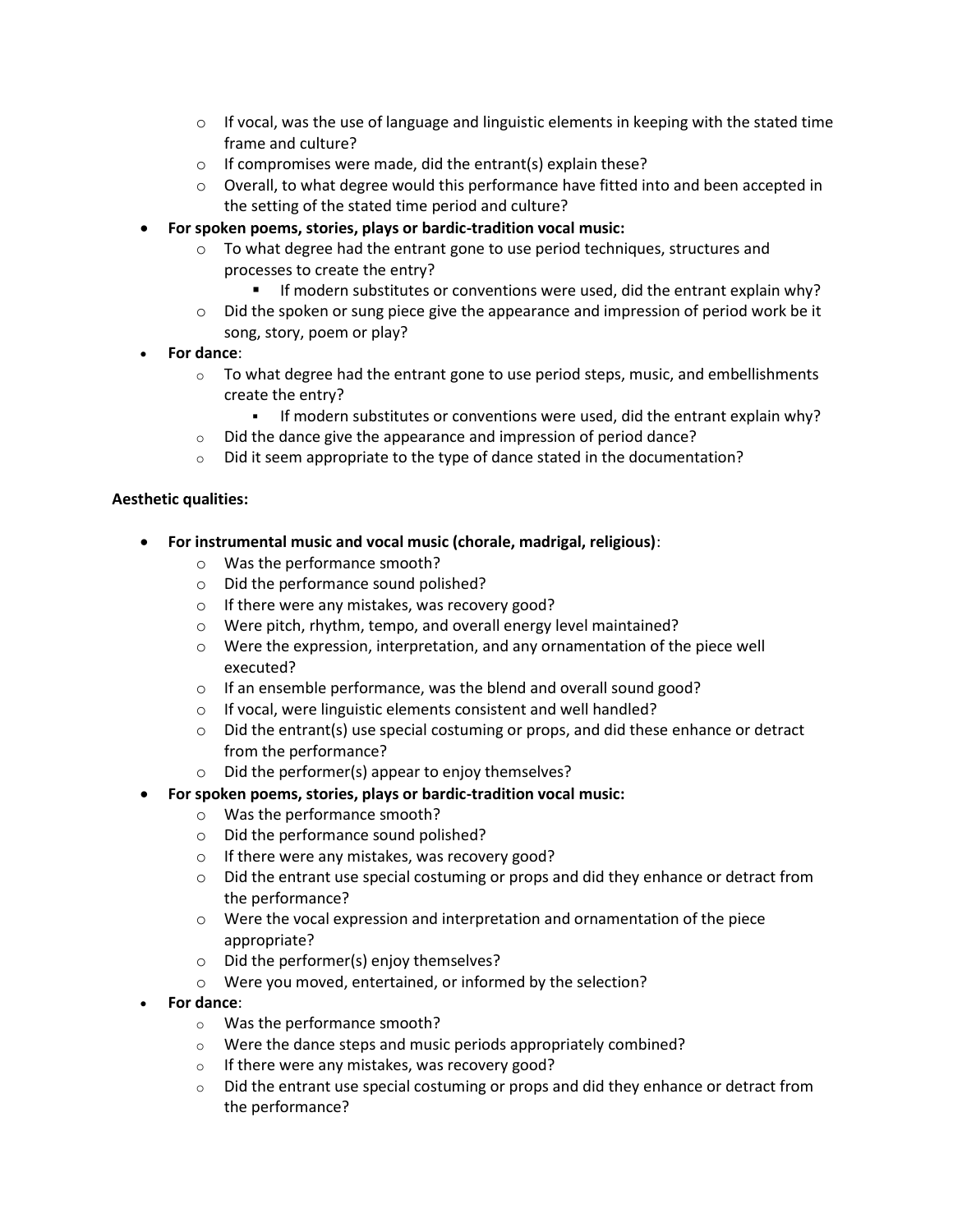- If vocal, was the use of language and linguistic elements in keeping with the stated time frame and culture?
  - If compromises were made, did the entrant(s) explain these?
  - Overall, to what degree would this performance have fitted into and been accepted in the setting of the stated time period and culture?
- **For spoken poems, stories, plays or bardic-tradition vocal music:**
  - To what degree had the entrant gone to use period techniques, structures and processes to create the entry?
    - If modern substitutes or conventions were used, did the entrant explain why?
  - Did the spoken or sung piece give the appearance and impression of period work be it song, story, poem or play?
- **For dance**:
  - To what degree had the entrant gone to use period steps, music, and embellishments create the entry?
    - If modern substitutes or conventions were used, did the entrant explain why?
  - Did the dance give the appearance and impression of period dance?
  - Did it seem appropriate to the type of dance stated in the documentation?

**Aesthetic qualities:**

- **For instrumental music and vocal music (chorale, madrigal, religious)**:
  - Was the performance smooth?
  - Did the performance sound polished?
  - If there were any mistakes, was recovery good?
  - Were pitch, rhythm, tempo, and overall energy level maintained?
  - Were the expression, interpretation, and any ornamentation of the piece well executed?
  - If an ensemble performance, was the blend and overall sound good?
  - If vocal, were linguistic elements consistent and well handled?
  - Did the entrant(s) use special costuming or props, and did these enhance or detract from the performance?
  - Did the performer(s) appear to enjoy themselves?
- **For spoken poems, stories, plays or bardic-tradition vocal music:**
  - Was the performance smooth?
  - Did the performance sound polished?
  - If there were any mistakes, was recovery good?
  - Did the entrant use special costuming or props and did they enhance or detract from the performance?
  - Were the vocal expression and interpretation and ornamentation of the piece appropriate?
  - Did the performer(s) enjoy themselves?
  - Were you moved, entertained, or informed by the selection?
- **For dance**:
  - Was the performance smooth?
  - Were the dance steps and music periods appropriately combined?
  - If there were any mistakes, was recovery good?
  - Did the entrant use special costuming or props and did they enhance or detract from the performance?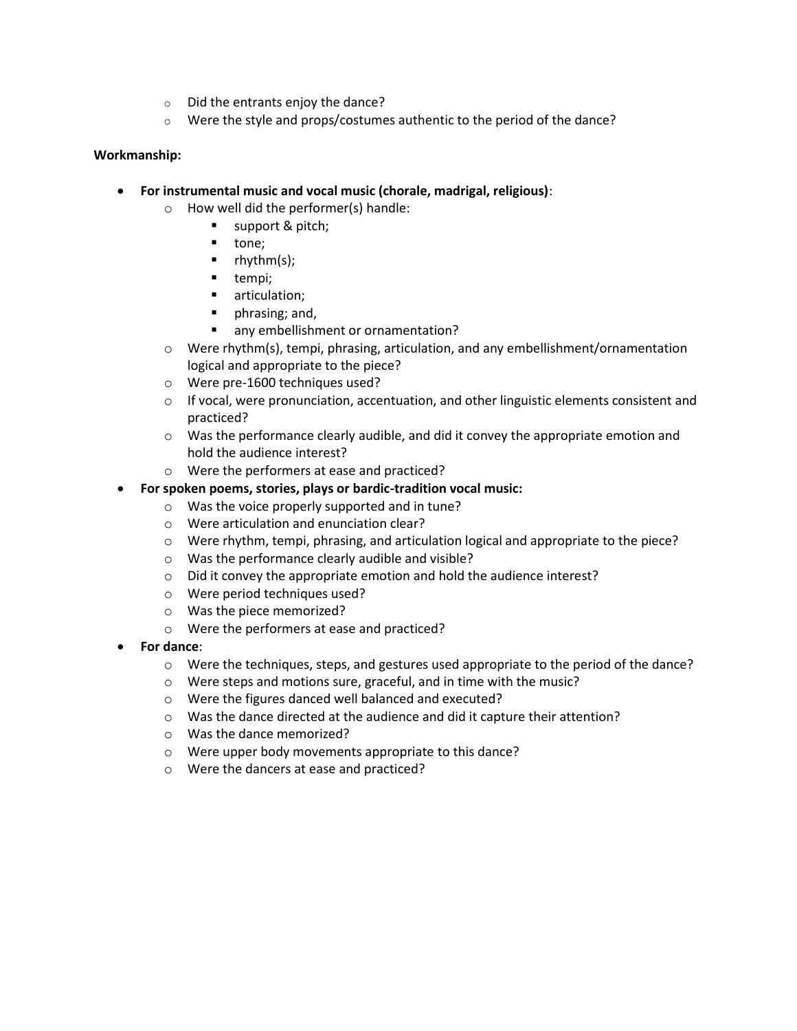- Did the entrants enjoy the dance?
  - Were the style and props/costumes authentic to the period of the dance?

**Workmanship:**

- **For instrumental music and vocal music (chorale, madrigal, religious)**:
  - How well did the performer(s) handle:
    - support & pitch;
    - tone;
    - rhythm(s);
    - tempi;
    - articulation;
    - phrasing; and,
    - any embellishment or ornamentation?
  - Were rhythm(s), tempi, phrasing, articulation, and any embellishment/ornamentation logical and appropriate to the piece?
  - Were pre-1600 techniques used?
  - If vocal, were pronunciation, accentuation, and other linguistic elements consistent and practiced?
  - Was the performance clearly audible, and did it convey the appropriate emotion and hold the audience interest?
  - Were the performers at ease and practiced?
- **For spoken poems, stories, plays or bardic-tradition vocal music:**
  - Was the voice properly supported and in tune?
  - Were articulation and enunciation clear?
  - Were rhythm, tempi, phrasing, and articulation logical and appropriate to the piece?
  - Was the performance clearly audible and visible?
  - Did it convey the appropriate emotion and hold the audience interest?
  - Were period techniques used?
  - Was the piece memorized?
  - Were the performers at ease and practiced?
- **For dance**:
  - Were the techniques, steps, and gestures used appropriate to the period of the dance?
  - Were steps and motions sure, graceful, and in time with the music?
  - Were the figures danced well balanced and executed?
  - Was the dance directed at the audience and did it capture their attention?
  - Was the dance memorized?
  - Were upper body movements appropriate to this dance?
  - Were the dancers at ease and practiced?